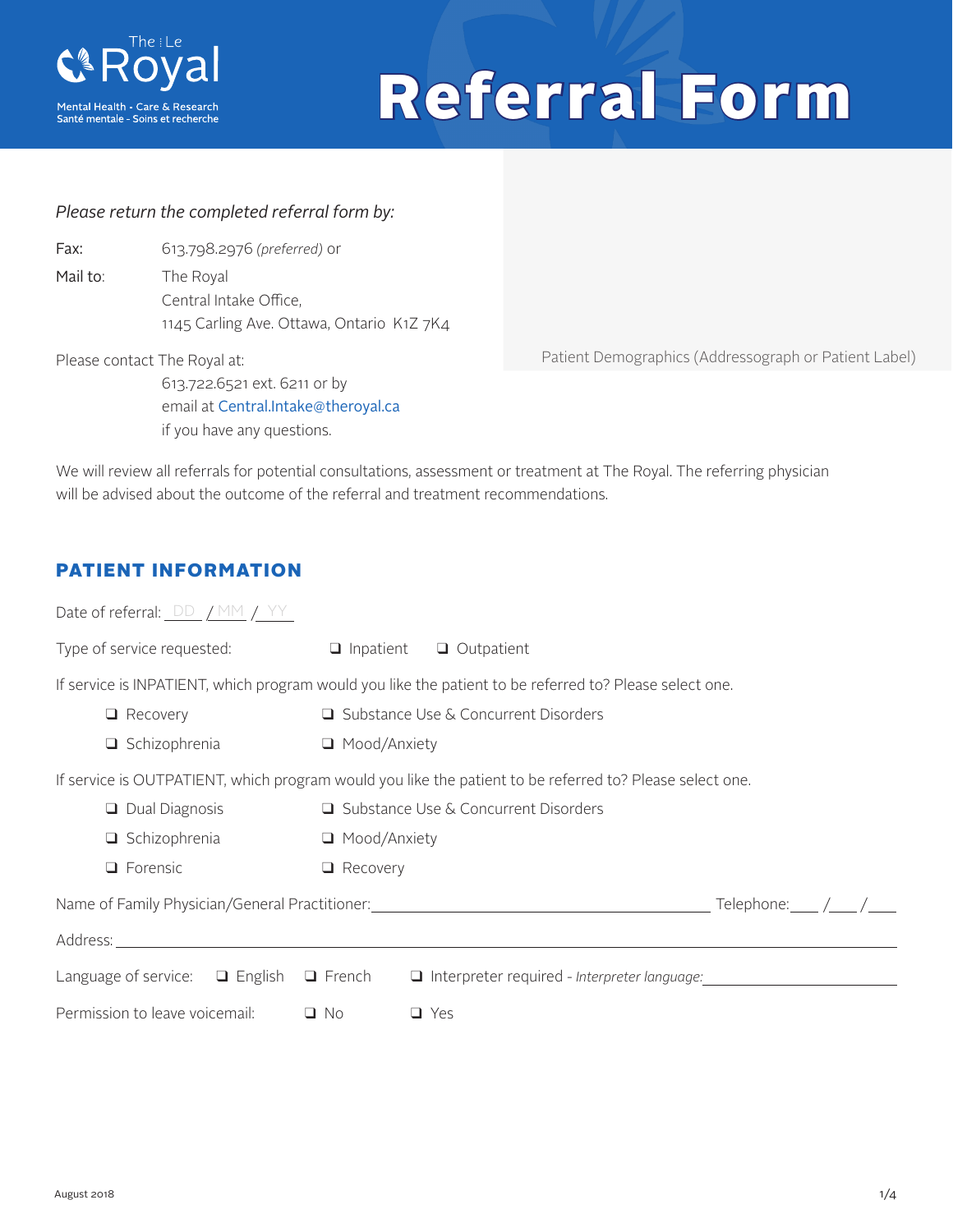The | Le Royal

Mental Health - Care & Research
Santé mentale - Soins et recherche

# Referral Form

*Please return the completed referral form by:*

Fax: 613.798.2976 *(preferred)* or

Mail to: The Royal
Central Intake Office,
1145 Carling Ave. Ottawa, Ontario K1Z 7K4

Please contact The Royal at:
613.722.6521 ext. 6211 or by
email at Central.Intake@theroyal.ca
if you have any questions.

Patient Demographics (Addressograph or Patient Label)

We will review all referrals for potential consultations, assessment or treatment at The Royal. The referring physician will be advised about the outcome of the referral and treatment recommendations.

## PATIENT INFORMATION

Date of referral: DD / MM / YY

Type of service requested: ❑ Inpatient ❑ Outpatient

If service is INPATIENT, which program would you like the patient to be referred to? Please select one.

- ❑ Recovery
- ❑ Substance Use & Concurrent Disorders
- ❑ Schizophrenia
- ❑ Mood/Anxiety

If service is OUTPATIENT, which program would you like the patient to be referred to? Please select one.

- ❑ Dual Diagnosis
- ❑ Substance Use & Concurrent Disorders
- ❑ Schizophrenia
- ❑ Mood/Anxiety
- ❑ Forensic
- ❑ Recovery

Name of Family Physician/General Practitioner: ______________________ Telephone: ___ /___ /___

Address: ______________________

Language of service: ❑ English ❑ French ❑ Interpreter required - *Interpreter language:* ______________

Permission to leave voicemail: ❑ No ❑ Yes

August 2018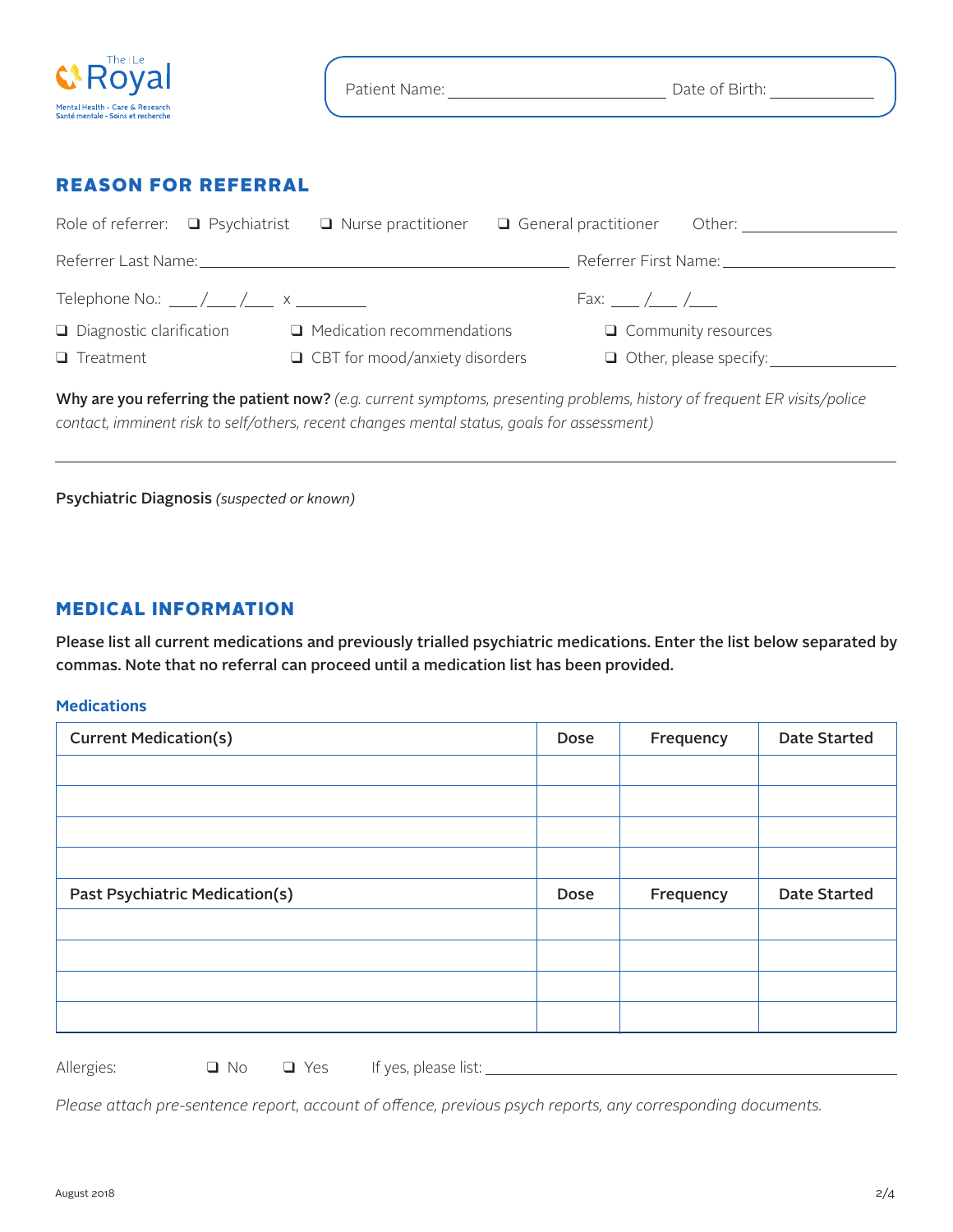Patient Name: ______________________ Date of Birth: __________

## REASON FOR REFERRAL

Role of referrer: ❑ Psychiatrist ❑ Nurse practitioner ❑ General practitioner Other: ________________

Referrer Last Name: ________________________________________ Referrer First Name: ________________

Telephone No.: ___/___/___ x ________ Fax: ___/___/___

❑ Diagnostic clarification ❑ Medication recommendations ❑ Community resources

❑ Treatment ❑ CBT for mood/anxiety disorders ❑ Other, please specify: ________________

**Why are you referring the patient now?** *(e.g. current symptoms, presenting problems, history of frequent ER visits/police contact, imminent risk to self/others, recent changes mental status, goals for assessment)*

---

**Psychiatric Diagnosis** *(suspected or known)*

## MEDICAL INFORMATION

**Please list all current medications and previously trialled psychiatric medications. Enter the list below separated by commas. Note that no referral can proceed until a medication list has been provided.**

### Medications

| Current Medication(s) | Dose | Frequency | Date Started |
|---|---|---|---|
| | | | |
| | | | |
| | | | |
| | | | |
| **Past Psychiatric Medication(s)** | **Dose** | **Frequency** | **Date Started** |
| | | | |
| | | | |
| | | | |
| | | | |

Allergies: ❑ No ❑ Yes If yes, please list: ________________________________

*Please attach pre-sentence report, account of offence, previous psych reports, any corresponding documents.*

August 2018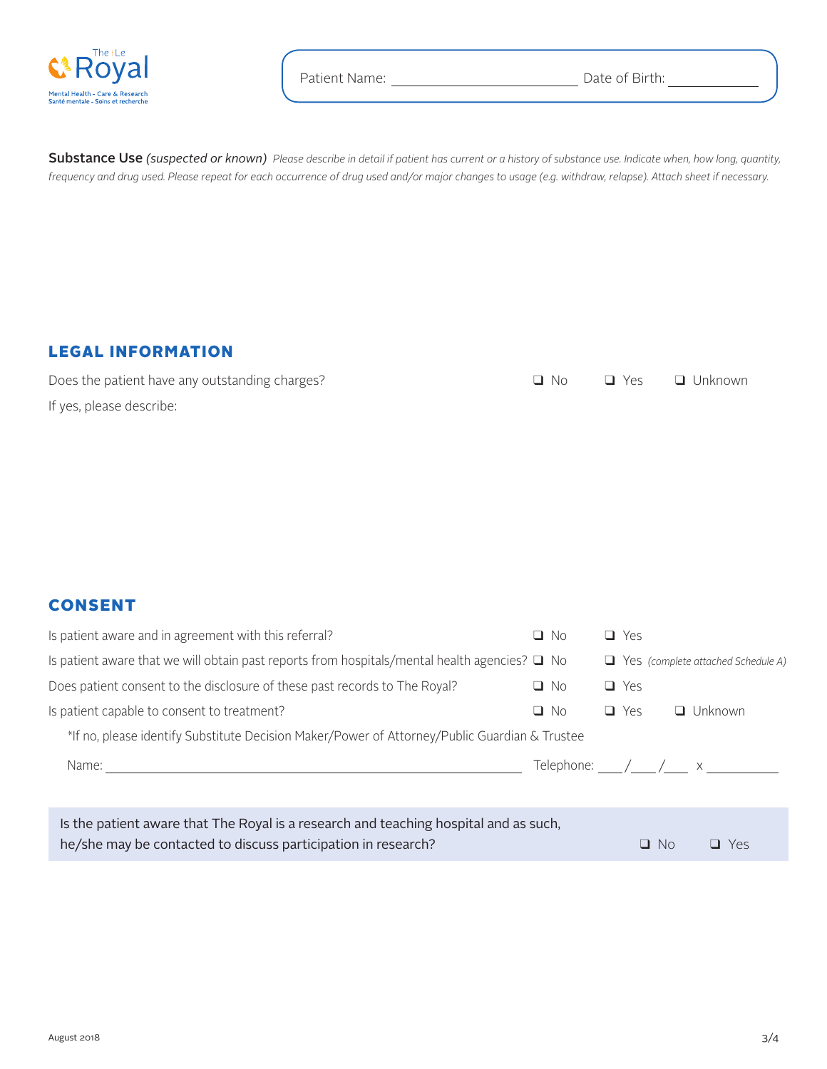Patient Name: ______________________ Date of Birth: ____________

**Substance Use** *(suspected or known)* *Please describe in detail if patient has current or a history of substance use. Indicate when, how long, quantity, frequency and drug used. Please repeat for each occurrence of drug used and/or major changes to usage (e.g. withdraw, relapse). Attach sheet if necessary.*

## LEGAL INFORMATION

Does the patient have any outstanding charges? ❑ No ❑ Yes ❑ Unknown

If yes, please describe:

## CONSENT

Is patient aware and in agreement with this referral? ❑ No ❑ Yes

Is patient aware that we will obtain past reports from hospitals/mental health agencies? ❑ No ❑ Yes *(complete attached Schedule A)*

Does patient consent to the disclosure of these past records to The Royal? ❑ No ❑ Yes

Is patient capable to consent to treatment? ❑ No ❑ Yes ❑ Unknown

*If no, please identify Substitute Decision Maker/Power of Attorney/Public Guardian & Trustee

Name: ______________________________ Telephone: ___/___/___ x ________

Is the patient aware that The Royal is a research and teaching hospital and as such, he/she may be contacted to discuss participation in research? ❑ No ❑ Yes

August 2018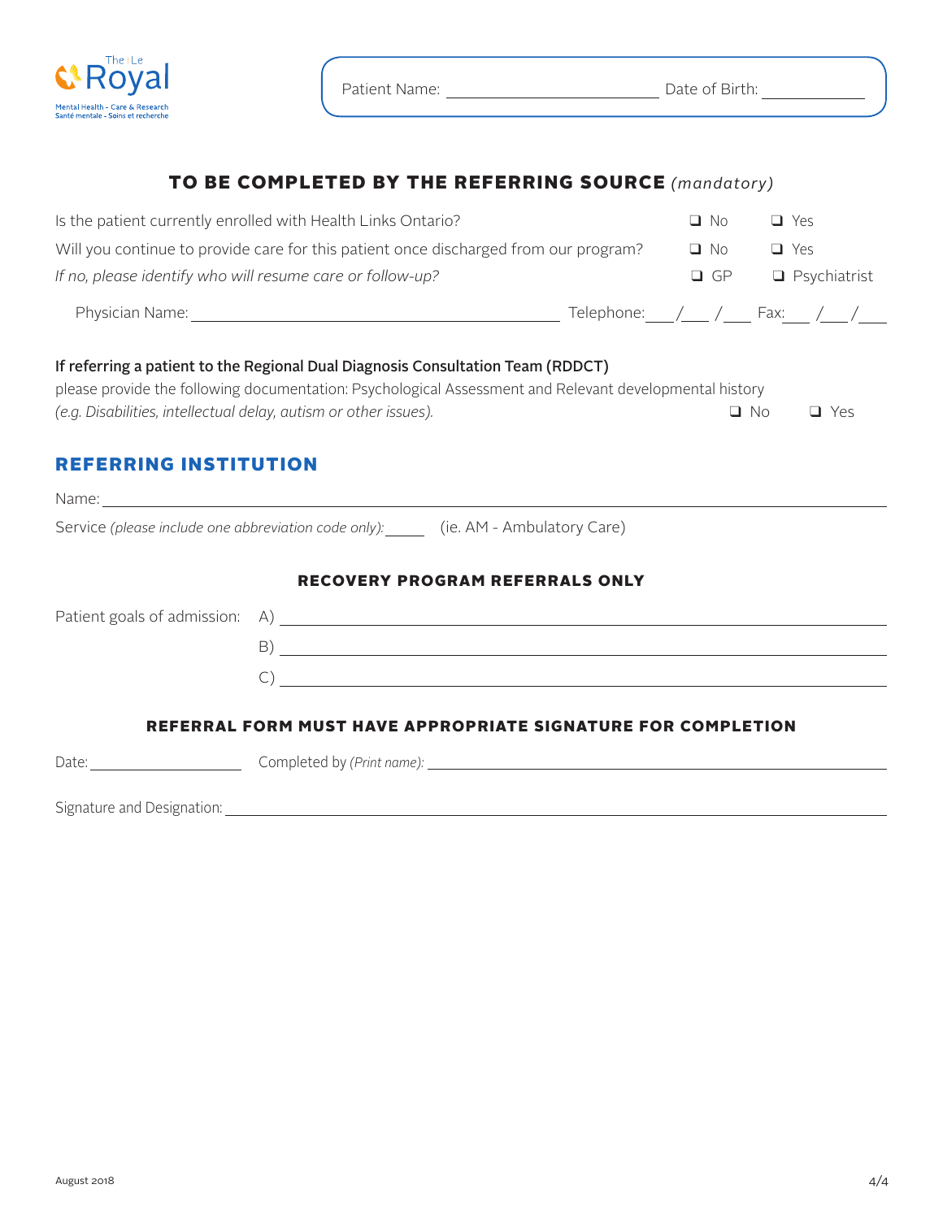The | Le Royal
Mental Health - Care & Research
Santé mentale - Soins et recherche

Patient Name: ______________________ Date of Birth: ____________

## TO BE COMPLETED BY THE REFERRING SOURCE *(mandatory)*

Is the patient currently enrolled with Health Links Ontario? ❑ No ❑ Yes

Will you continue to provide care for this patient once discharged from our program? ❑ No ❑ Yes

*If no, please identify who will resume care or follow-up?* ❑ GP ❑ Psychiatrist

Physician Name: ______________________________________ Telephone: ___/___ /___ Fax: ___ /___/___

**If referring a patient to the Regional Dual Diagnosis Consultation Team (RDDCT)**
please provide the following documentation: Psychological Assessment and Relevant developmental history *(e.g. Disabilities, intellectual delay, autism or other issues).* ❑ No ❑ Yes

## REFERRING INSTITUTION

Name: ____________________________________________________________

Service *(please include one abbreviation code only):* _____ (ie. AM - Ambulatory Care)

### RECOVERY PROGRAM REFERRALS ONLY

Patient goals of admission: A) ____________________________________________

B) ____________________________________________

C) ____________________________________________

### REFERRAL FORM MUST HAVE APPROPRIATE SIGNATURE FOR COMPLETION

Date: ________________ Completed by *(Print name):* ______________________________

Signature and Designation: ______________________________________________

August 2018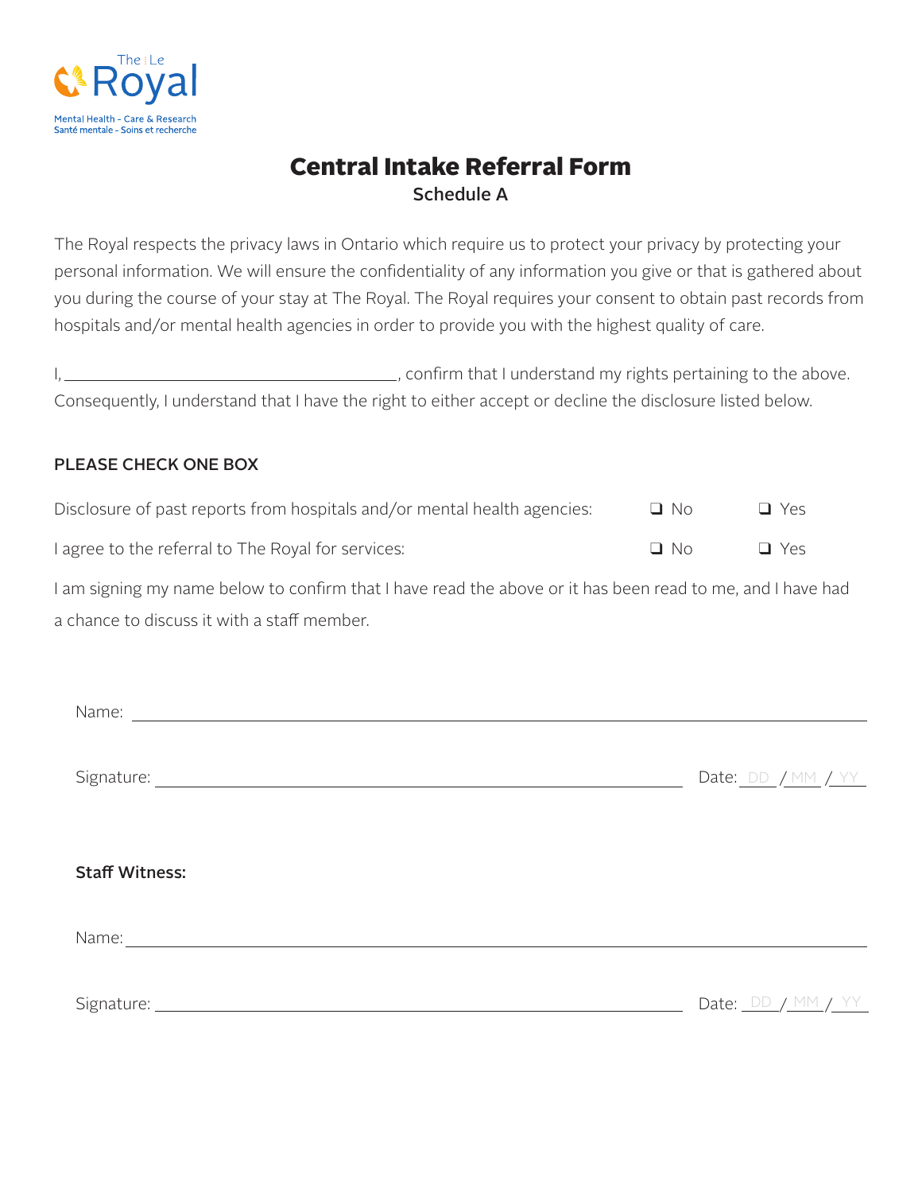The | Le Royal

Mental Health - Care & Research
Santé mentale - Soins et recherche

# Central Intake Referral Form

**Schedule A**

The Royal respects the privacy laws in Ontario which require us to protect your privacy by protecting your personal information. We will ensure the confidentiality of any information you give or that is gathered about you during the course of your stay at The Royal. The Royal requires your consent to obtain past records from hospitals and/or mental health agencies in order to provide you with the highest quality of care.

I, ______________________________, confirm that I understand my rights pertaining to the above. Consequently, I understand that I have the right to either accept or decline the disclosure listed below.

**PLEASE CHECK ONE BOX**

Disclosure of past reports from hospitals and/or mental health agencies: ❑ No ❑ Yes

I agree to the referral to The Royal for services: ❑ No ❑ Yes

I am signing my name below to confirm that I have read the above or it has been read to me, and I have had a chance to discuss it with a staff member.

Name: ______________________________

Signature: ______________________________ Date: DD / MM / YY

**Staff Witness:**

Name: ______________________________

Signature: ______________________________ Date: DD / MM / YY